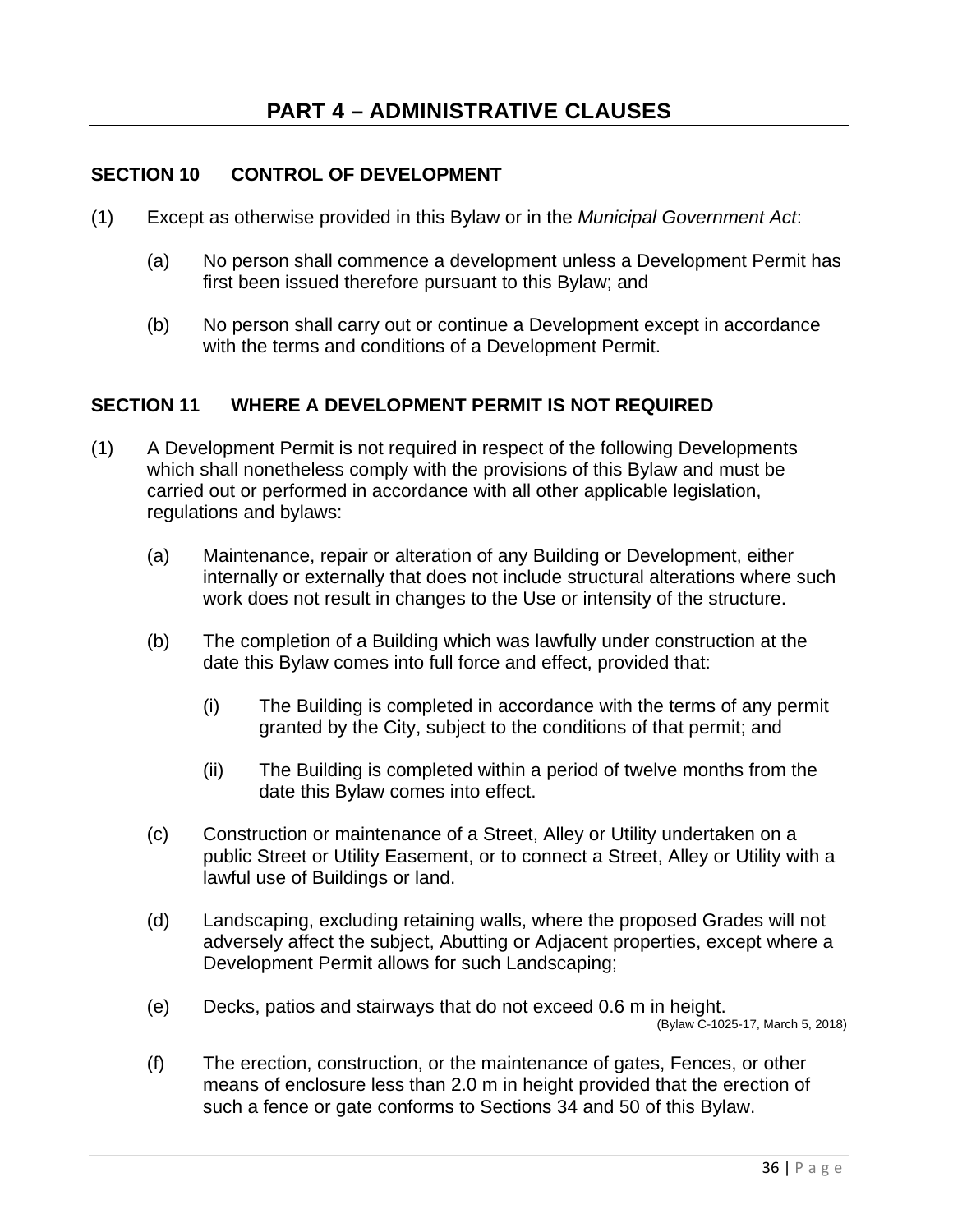# PART 4 – ADMINISTRATIVE CLAUSES

## SECTION 10 CONTROL OF DEVELOPMENT

(1) Except as otherwise provided in this Bylaw or in the *Municipal Government Act*:

(a) No person shall commence a development unless a Development Permit has first been issued therefore pursuant to this Bylaw; and

(b) No person shall carry out or continue a Development except in accordance with the terms and conditions of a Development Permit.

## SECTION 11 WHERE A DEVELOPMENT PERMIT IS NOT REQUIRED

(1) A Development Permit is not required in respect of the following Developments which shall nonetheless comply with the provisions of this Bylaw and must be carried out or performed in accordance with all other applicable legislation, regulations and bylaws:

(a) Maintenance, repair or alteration of any Building or Development, either internally or externally that does not include structural alterations where such work does not result in changes to the Use or intensity of the structure.

(b) The completion of a Building which was lawfully under construction at the date this Bylaw comes into full force and effect, provided that:

(i) The Building is completed in accordance with the terms of any permit granted by the City, subject to the conditions of that permit; and

(ii) The Building is completed within a period of twelve months from the date this Bylaw comes into effect.

(c) Construction or maintenance of a Street, Alley or Utility undertaken on a public Street or Utility Easement, or to connect a Street, Alley or Utility with a lawful use of Buildings or land.

(d) Landscaping, excluding retaining walls, where the proposed Grades will not adversely affect the subject, Abutting or Adjacent properties, except where a Development Permit allows for such Landscaping;

(e) Decks, patios and stairways that do not exceed 0.6 m in height.
(Bylaw C-1025-17, March 5, 2018)

(f) The erection, construction, or the maintenance of gates, Fences, or other means of enclosure less than 2.0 m in height provided that the erection of such a fence or gate conforms to Sections 34 and 50 of this Bylaw.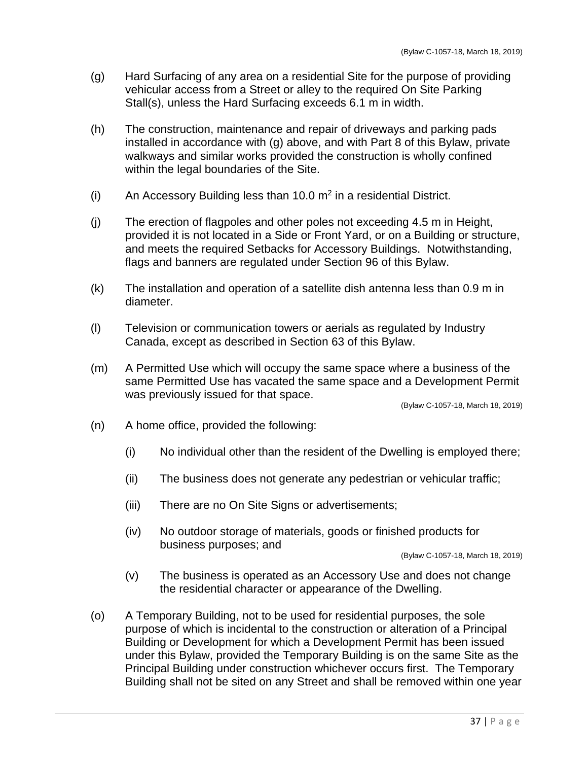(Bylaw C-1057-18, March 18, 2019)

(g) Hard Surfacing of any area on a residential Site for the purpose of providing vehicular access from a Street or alley to the required On Site Parking Stall(s), unless the Hard Surfacing exceeds 6.1 m in width.

(h) The construction, maintenance and repair of driveways and parking pads installed in accordance with (g) above, and with Part 8 of this Bylaw, private walkways and similar works provided the construction is wholly confined within the legal boundaries of the Site.

(i) An Accessory Building less than 10.0 $m^2$ in a residential District.

(j) The erection of flagpoles and other poles not exceeding 4.5 m in Height, provided it is not located in a Side or Front Yard, or on a Building or structure, and meets the required Setbacks for Accessory Buildings. Notwithstanding, flags and banners are regulated under Section 96 of this Bylaw.

(k) The installation and operation of a satellite dish antenna less than 0.9 m in diameter.

(l) Television or communication towers or aerials as regulated by Industry Canada, except as described in Section 63 of this Bylaw.

(m) A Permitted Use which will occupy the same space where a business of the same Permitted Use has vacated the same space and a Development Permit was previously issued for that space.

(Bylaw C-1057-18, March 18, 2019)

(n) A home office, provided the following:

(i) No individual other than the resident of the Dwelling is employed there;

(ii) The business does not generate any pedestrian or vehicular traffic;

(iii) There are no On Site Signs or advertisements;

(iv) No outdoor storage of materials, goods or finished products for business purposes; and

(Bylaw C-1057-18, March 18, 2019)

(v) The business is operated as an Accessory Use and does not change the residential character or appearance of the Dwelling.

(o) A Temporary Building, not to be used for residential purposes, the sole purpose of which is incidental to the construction or alteration of a Principal Building or Development for which a Development Permit has been issued under this Bylaw, provided the Temporary Building is on the same Site as the Principal Building under construction whichever occurs first. The Temporary Building shall not be sited on any Street and shall be removed within one year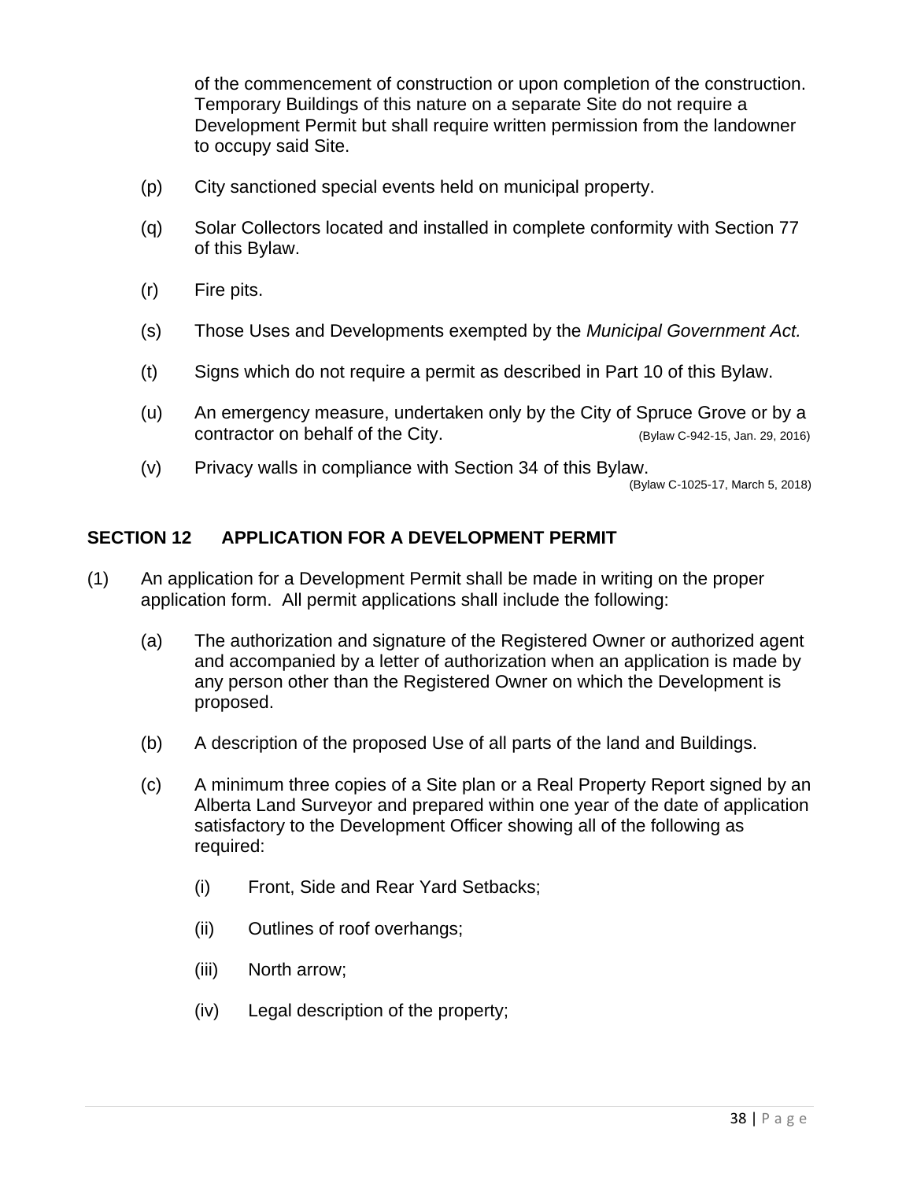of the commencement of construction or upon completion of the construction. Temporary Buildings of this nature on a separate Site do not require a Development Permit but shall require written permission from the landowner to occupy said Site.

(p) City sanctioned special events held on municipal property.

(q) Solar Collectors located and installed in complete conformity with Section 77 of this Bylaw.

(r) Fire pits.

(s) Those Uses and Developments exempted by the *Municipal Government Act.*

(t) Signs which do not require a permit as described in Part 10 of this Bylaw.

(u) An emergency measure, undertaken only by the City of Spruce Grove or by a contractor on behalf of the City. (Bylaw C-942-15, Jan. 29, 2016)

(v) Privacy walls in compliance with Section 34 of this Bylaw. (Bylaw C-1025-17, March 5, 2018)

## SECTION 12 APPLICATION FOR A DEVELOPMENT PERMIT

(1) An application for a Development Permit shall be made in writing on the proper application form. All permit applications shall include the following:

(a) The authorization and signature of the Registered Owner or authorized agent and accompanied by a letter of authorization when an application is made by any person other than the Registered Owner on which the Development is proposed.

(b) A description of the proposed Use of all parts of the land and Buildings.

(c) A minimum three copies of a Site plan or a Real Property Report signed by an Alberta Land Surveyor and prepared within one year of the date of application satisfactory to the Development Officer showing all of the following as required:

(i) Front, Side and Rear Yard Setbacks;

(ii) Outlines of roof overhangs;

(iii) North arrow;

(iv) Legal description of the property;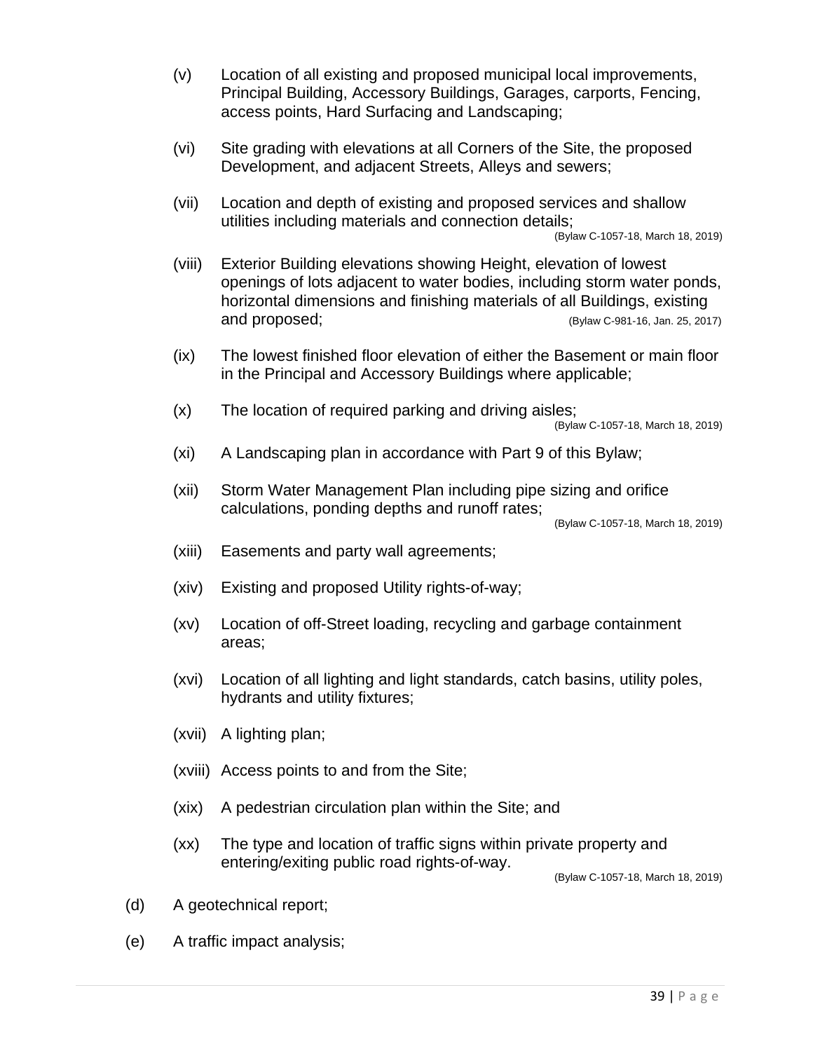(v) Location of all existing and proposed municipal local improvements, Principal Building, Accessory Buildings, Garages, carports, Fencing, access points, Hard Surfacing and Landscaping;

(vi) Site grading with elevations at all Corners of the Site, the proposed Development, and adjacent Streets, Alleys and sewers;

(vii) Location and depth of existing and proposed services and shallow utilities including materials and connection details;
(Bylaw C-1057-18, March 18, 2019)

(viii) Exterior Building elevations showing Height, elevation of lowest openings of lots adjacent to water bodies, including storm water ponds, horizontal dimensions and finishing materials of all Buildings, existing and proposed; (Bylaw C-981-16, Jan. 25, 2017)

(ix) The lowest finished floor elevation of either the Basement or main floor in the Principal and Accessory Buildings where applicable;

(x) The location of required parking and driving aisles;
(Bylaw C-1057-18, March 18, 2019)

(xi) A Landscaping plan in accordance with Part 9 of this Bylaw;

(xii) Storm Water Management Plan including pipe sizing and orifice calculations, ponding depths and runoff rates;
(Bylaw C-1057-18, March 18, 2019)

(xiii) Easements and party wall agreements;

(xiv) Existing and proposed Utility rights-of-way;

(xv) Location of off-Street loading, recycling and garbage containment areas;

(xvi) Location of all lighting and light standards, catch basins, utility poles, hydrants and utility fixtures;

(xvii) A lighting plan;

(xviii) Access points to and from the Site;

(xix) A pedestrian circulation plan within the Site; and

(xx) The type and location of traffic signs within private property and entering/exiting public road rights-of-way.
(Bylaw C-1057-18, March 18, 2019)

(d) A geotechnical report;

(e) A traffic impact analysis;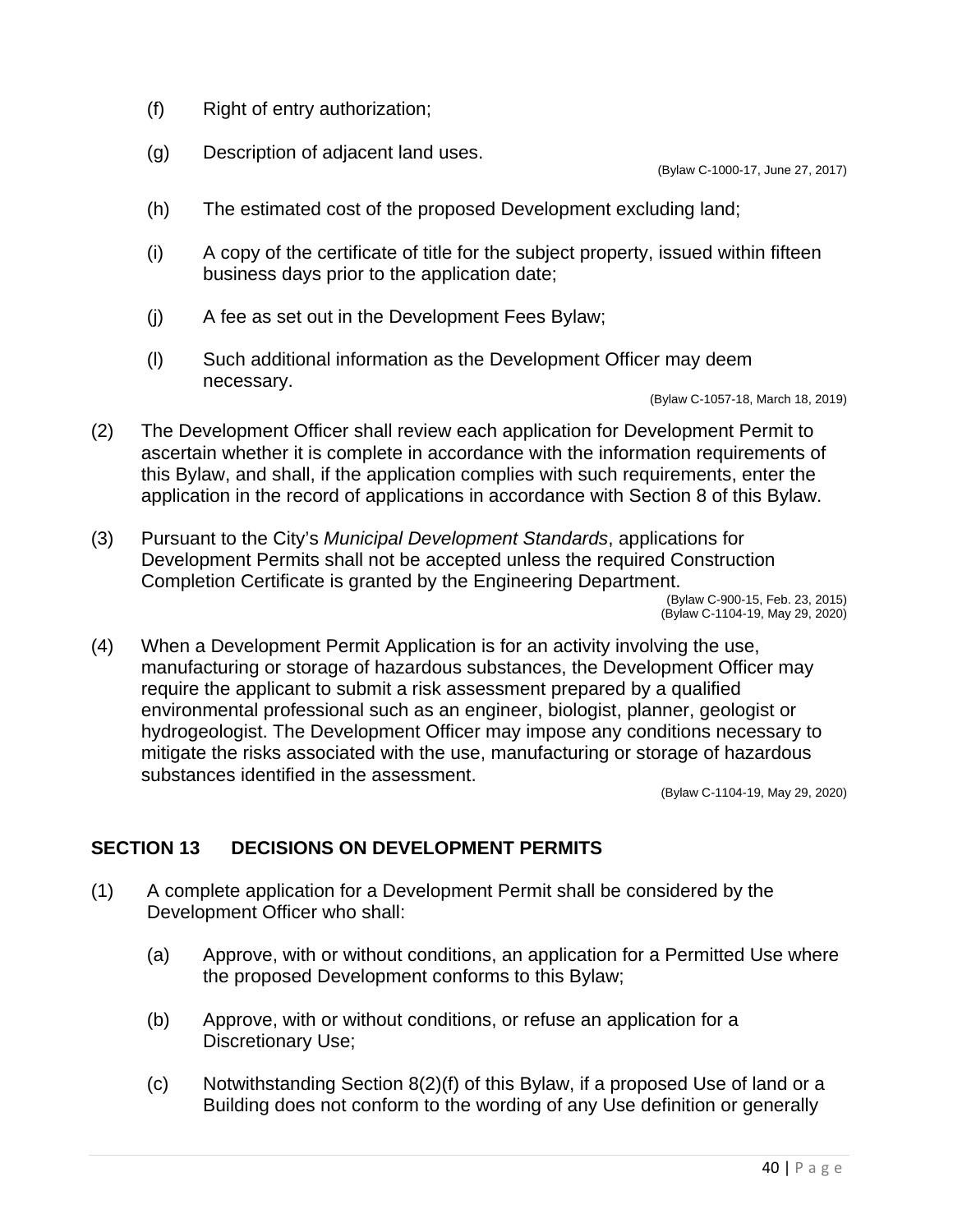(f) Right of entry authorization;

(g) Description of adjacent land uses.

(Bylaw C-1000-17, June 27, 2017)

(h) The estimated cost of the proposed Development excluding land;

(i) A copy of the certificate of title for the subject property, issued within fifteen business days prior to the application date;

(j) A fee as set out in the Development Fees Bylaw;

(l) Such additional information as the Development Officer may deem necessary.

(Bylaw C-1057-18, March 18, 2019)

(2) The Development Officer shall review each application for Development Permit to ascertain whether it is complete in accordance with the information requirements of this Bylaw, and shall, if the application complies with such requirements, enter the application in the record of applications in accordance with Section 8 of this Bylaw.

(3) Pursuant to the City's *Municipal Development Standards*, applications for Development Permits shall not be accepted unless the required Construction Completion Certificate is granted by the Engineering Department.

(Bylaw C-900-15, Feb. 23, 2015)
(Bylaw C-1104-19, May 29, 2020)

(4) When a Development Permit Application is for an activity involving the use, manufacturing or storage of hazardous substances, the Development Officer may require the applicant to submit a risk assessment prepared by a qualified environmental professional such as an engineer, biologist, planner, geologist or hydrogeologist. The Development Officer may impose any conditions necessary to mitigate the risks associated with the use, manufacturing or storage of hazardous substances identified in the assessment.

(Bylaw C-1104-19, May 29, 2020)

## SECTION 13 DECISIONS ON DEVELOPMENT PERMITS

(1) A complete application for a Development Permit shall be considered by the Development Officer who shall:

(a) Approve, with or without conditions, an application for a Permitted Use where the proposed Development conforms to this Bylaw;

(b) Approve, with or without conditions, or refuse an application for a Discretionary Use;

(c) Notwithstanding Section 8(2)(f) of this Bylaw, if a proposed Use of land or a Building does not conform to the wording of any Use definition or generally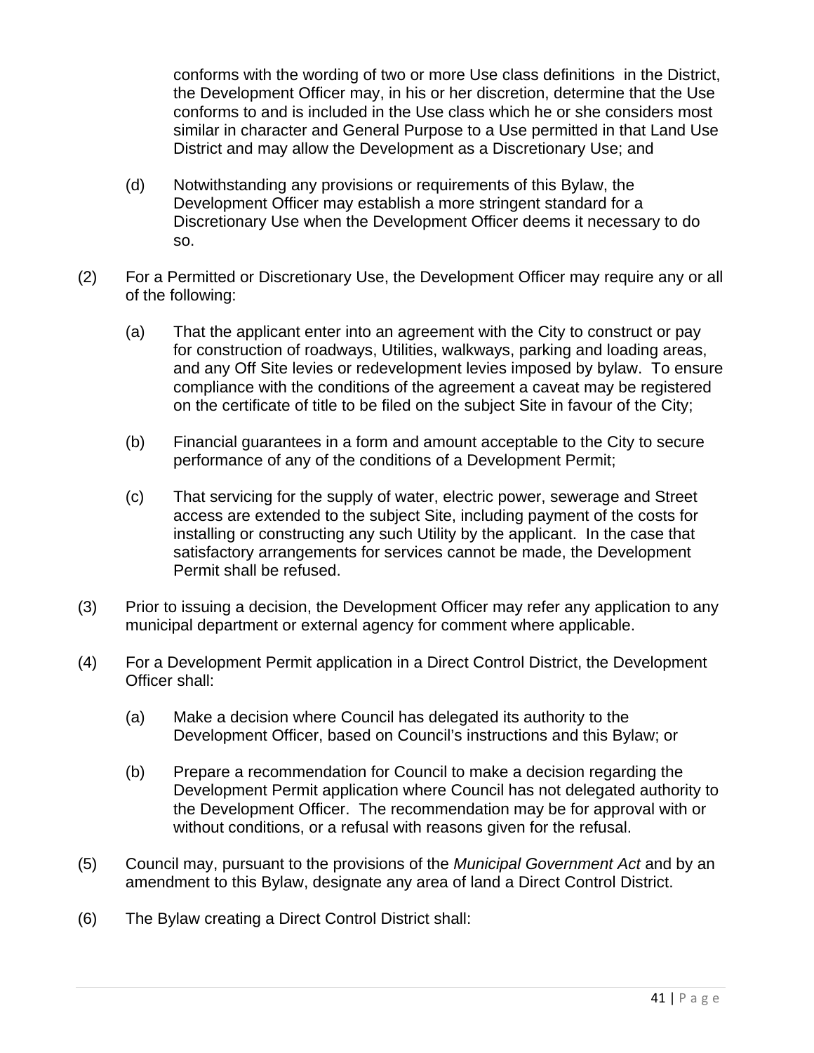conforms with the wording of two or more Use class definitions in the District, the Development Officer may, in his or her discretion, determine that the Use conforms to and is included in the Use class which he or she considers most similar in character and General Purpose to a Use permitted in that Land Use District and may allow the Development as a Discretionary Use; and

(d) Notwithstanding any provisions or requirements of this Bylaw, the Development Officer may establish a more stringent standard for a Discretionary Use when the Development Officer deems it necessary to do so.

(2) For a Permitted or Discretionary Use, the Development Officer may require any or all of the following:

(a) That the applicant enter into an agreement with the City to construct or pay for construction of roadways, Utilities, walkways, parking and loading areas, and any Off Site levies or redevelopment levies imposed by bylaw. To ensure compliance with the conditions of the agreement a caveat may be registered on the certificate of title to be filed on the subject Site in favour of the City;

(b) Financial guarantees in a form and amount acceptable to the City to secure performance of any of the conditions of a Development Permit;

(c) That servicing for the supply of water, electric power, sewerage and Street access are extended to the subject Site, including payment of the costs for installing or constructing any such Utility by the applicant. In the case that satisfactory arrangements for services cannot be made, the Development Permit shall be refused.

(3) Prior to issuing a decision, the Development Officer may refer any application to any municipal department or external agency for comment where applicable.

(4) For a Development Permit application in a Direct Control District, the Development Officer shall:

(a) Make a decision where Council has delegated its authority to the Development Officer, based on Council's instructions and this Bylaw; or

(b) Prepare a recommendation for Council to make a decision regarding the Development Permit application where Council has not delegated authority to the Development Officer. The recommendation may be for approval with or without conditions, or a refusal with reasons given for the refusal.

(5) Council may, pursuant to the provisions of the *Municipal Government Act* and by an amendment to this Bylaw, designate any area of land a Direct Control District.

(6) The Bylaw creating a Direct Control District shall: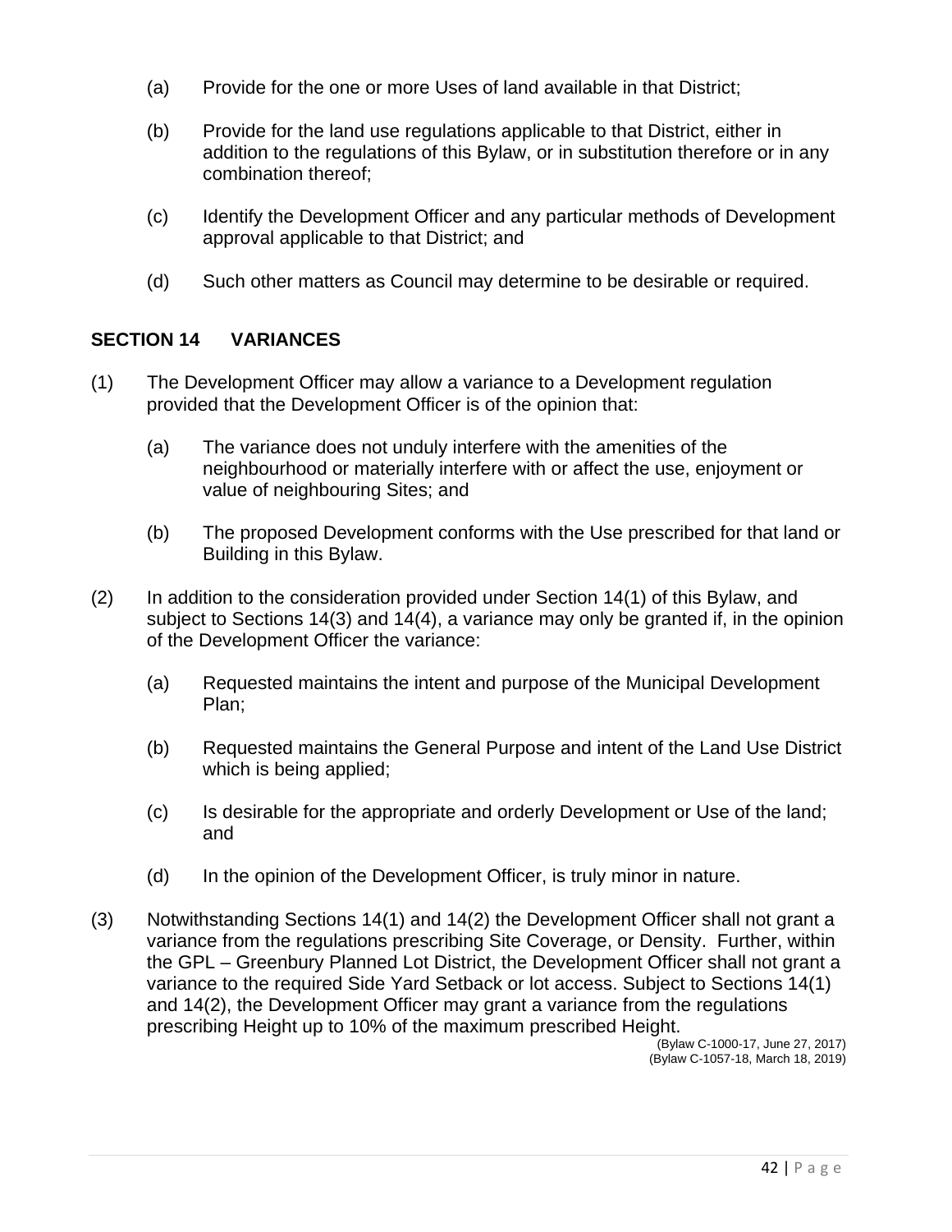(a) Provide for the one or more Uses of land available in that District;

(b) Provide for the land use regulations applicable to that District, either in addition to the regulations of this Bylaw, or in substitution therefore or in any combination thereof;

(c) Identify the Development Officer and any particular methods of Development approval applicable to that District; and

(d) Such other matters as Council may determine to be desirable or required.

## SECTION 14 VARIANCES

(1) The Development Officer may allow a variance to a Development regulation provided that the Development Officer is of the opinion that:

 (a) The variance does not unduly interfere with the amenities of the neighbourhood or materially interfere with or affect the use, enjoyment or value of neighbouring Sites; and

 (b) The proposed Development conforms with the Use prescribed for that land or Building in this Bylaw.

(2) In addition to the consideration provided under Section 14(1) of this Bylaw, and subject to Sections 14(3) and 14(4), a variance may only be granted if, in the opinion of the Development Officer the variance:

 (a) Requested maintains the intent and purpose of the Municipal Development Plan;

 (b) Requested maintains the General Purpose and intent of the Land Use District which is being applied;

 (c) Is desirable for the appropriate and orderly Development or Use of the land; and

 (d) In the opinion of the Development Officer, is truly minor in nature.

(3) Notwithstanding Sections 14(1) and 14(2) the Development Officer shall not grant a variance from the regulations prescribing Site Coverage, or Density. Further, within the GPL – Greenbury Planned Lot District, the Development Officer shall not grant a variance to the required Side Yard Setback or lot access. Subject to Sections 14(1) and 14(2), the Development Officer may grant a variance from the regulations prescribing Height up to 10% of the maximum prescribed Height.

(Bylaw C-1000-17, June 27, 2017)
(Bylaw C-1057-18, March 18, 2019)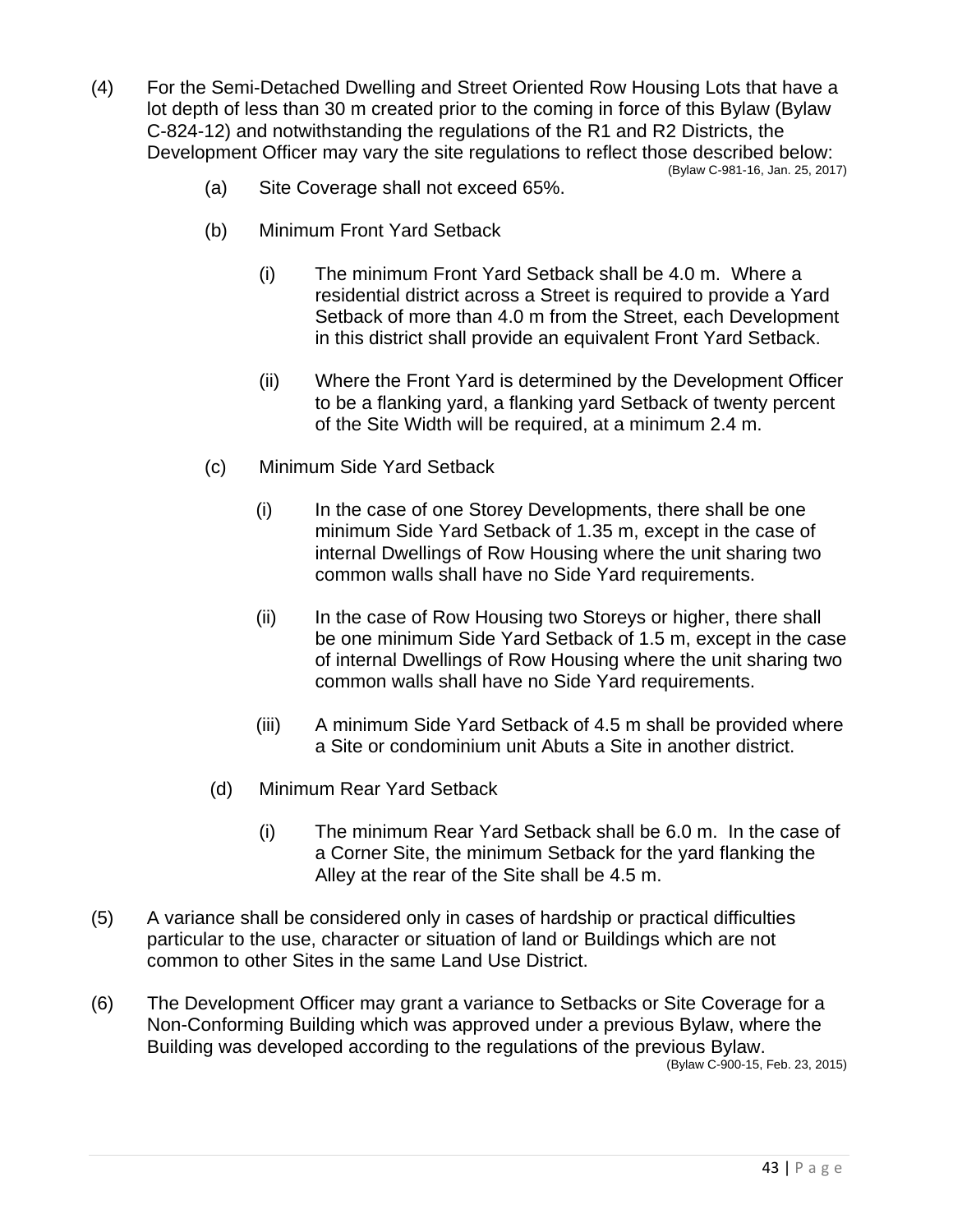(4) For the Semi-Detached Dwelling and Street Oriented Row Housing Lots that have a lot depth of less than 30 m created prior to the coming in force of this Bylaw (Bylaw C-824-12) and notwithstanding the regulations of the R1 and R2 Districts, the Development Officer may vary the site regulations to reflect those described below: (Bylaw C-981-16, Jan. 25, 2017)

   (a) Site Coverage shall not exceed 65%.

   (b) Minimum Front Yard Setback

      (i) The minimum Front Yard Setback shall be 4.0 m. Where a residential district across a Street is required to provide a Yard Setback of more than 4.0 m from the Street, each Development in this district shall provide an equivalent Front Yard Setback.

      (ii) Where the Front Yard is determined by the Development Officer to be a flanking yard, a flanking yard Setback of twenty percent of the Site Width will be required, at a minimum 2.4 m.

   (c) Minimum Side Yard Setback

      (i) In the case of one Storey Developments, there shall be one minimum Side Yard Setback of 1.35 m, except in the case of internal Dwellings of Row Housing where the unit sharing two common walls shall have no Side Yard requirements.

      (ii) In the case of Row Housing two Storeys or higher, there shall be one minimum Side Yard Setback of 1.5 m, except in the case of internal Dwellings of Row Housing where the unit sharing two common walls shall have no Side Yard requirements.

      (iii) A minimum Side Yard Setback of 4.5 m shall be provided where a Site or condominium unit Abuts a Site in another district.

   (d) Minimum Rear Yard Setback

      (i) The minimum Rear Yard Setback shall be 6.0 m. In the case of a Corner Site, the minimum Setback for the yard flanking the Alley at the rear of the Site shall be 4.5 m.

(5) A variance shall be considered only in cases of hardship or practical difficulties particular to the use, character or situation of land or Buildings which are not common to other Sites in the same Land Use District.

(6) The Development Officer may grant a variance to Setbacks or Site Coverage for a Non-Conforming Building which was approved under a previous Bylaw, where the Building was developed according to the regulations of the previous Bylaw. (Bylaw C-900-15, Feb. 23, 2015)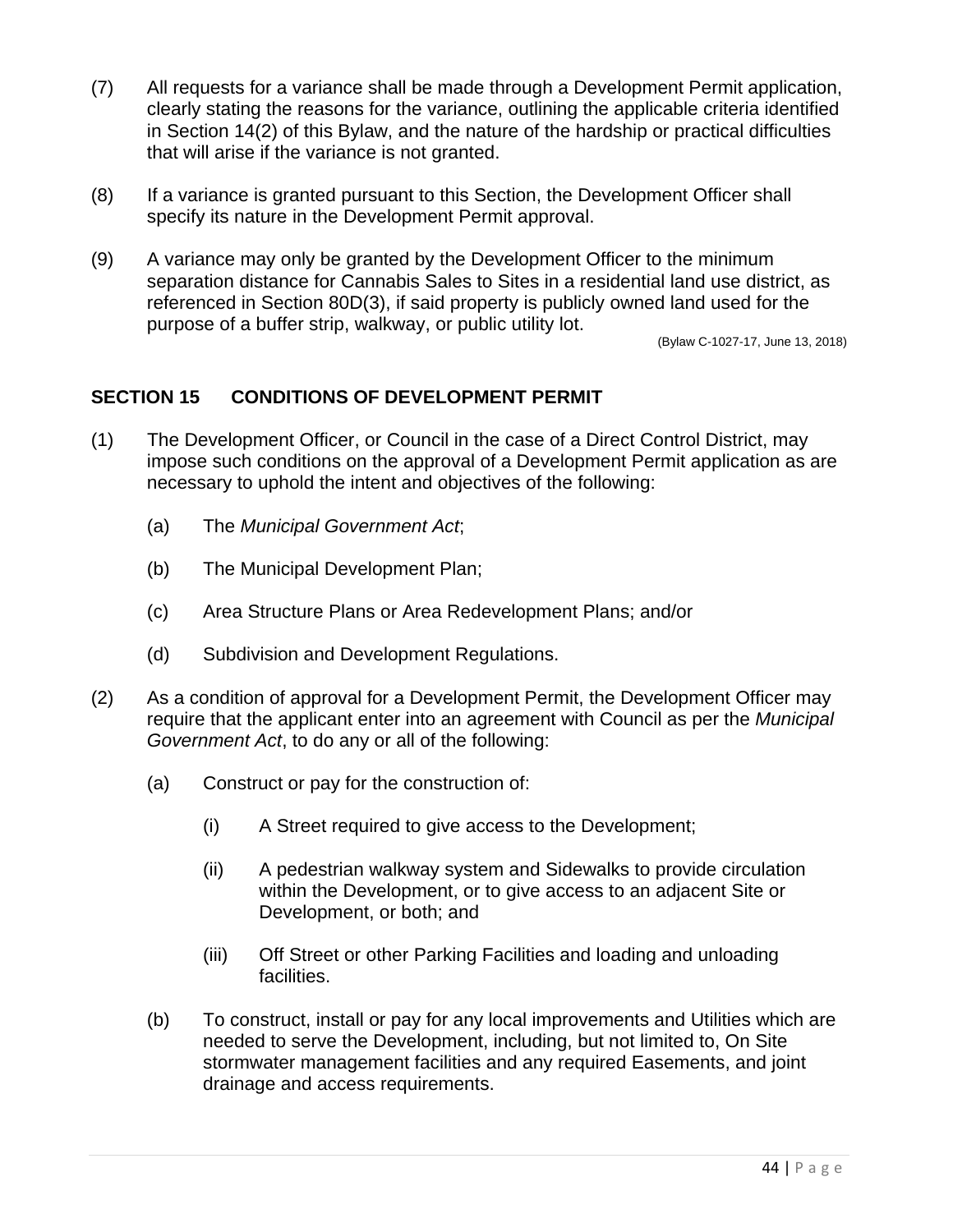(7) All requests for a variance shall be made through a Development Permit application, clearly stating the reasons for the variance, outlining the applicable criteria identified in Section 14(2) of this Bylaw, and the nature of the hardship or practical difficulties that will arise if the variance is not granted.

(8) If a variance is granted pursuant to this Section, the Development Officer shall specify its nature in the Development Permit approval.

(9) A variance may only be granted by the Development Officer to the minimum separation distance for Cannabis Sales to Sites in a residential land use district, as referenced in Section 80D(3), if said property is publicly owned land used for the purpose of a buffer strip, walkway, or public utility lot.

(Bylaw C-1027-17, June 13, 2018)

## SECTION 15 CONDITIONS OF DEVELOPMENT PERMIT

(1) The Development Officer, or Council in the case of a Direct Control District, may impose such conditions on the approval of a Development Permit application as are necessary to uphold the intent and objectives of the following:

- (a) The *Municipal Government Act*;
- (b) The Municipal Development Plan;
- (c) Area Structure Plans or Area Redevelopment Plans; and/or
- (d) Subdivision and Development Regulations.

(2) As a condition of approval for a Development Permit, the Development Officer may require that the applicant enter into an agreement with Council as per the *Municipal Government Act*, to do any or all of the following:

- (a) Construct or pay for the construction of:
  - (i) A Street required to give access to the Development;
  - (ii) A pedestrian walkway system and Sidewalks to provide circulation within the Development, or to give access to an adjacent Site or Development, or both; and
  - (iii) Off Street or other Parking Facilities and loading and unloading facilities.
- (b) To construct, install or pay for any local improvements and Utilities which are needed to serve the Development, including, but not limited to, On Site stormwater management facilities and any required Easements, and joint drainage and access requirements.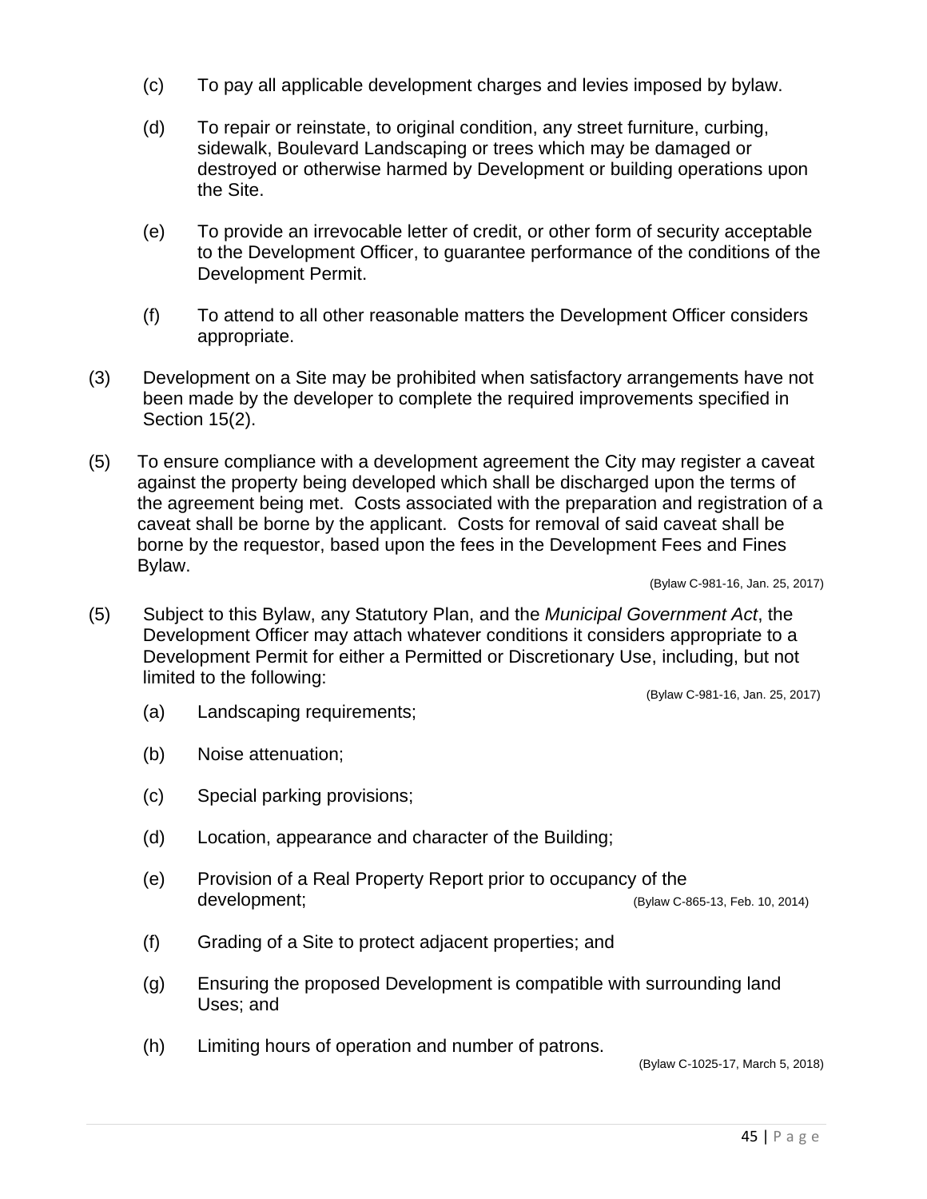(c) To pay all applicable development charges and levies imposed by bylaw.

(d) To repair or reinstate, to original condition, any street furniture, curbing, sidewalk, Boulevard Landscaping or trees which may be damaged or destroyed or otherwise harmed by Development or building operations upon the Site.

(e) To provide an irrevocable letter of credit, or other form of security acceptable to the Development Officer, to guarantee performance of the conditions of the Development Permit.

(f) To attend to all other reasonable matters the Development Officer considers appropriate.

(3) Development on a Site may be prohibited when satisfactory arrangements have not been made by the developer to complete the required improvements specified in Section 15(2).

(5) To ensure compliance with a development agreement the City may register a caveat against the property being developed which shall be discharged upon the terms of the agreement being met. Costs associated with the preparation and registration of a caveat shall be borne by the applicant. Costs for removal of said caveat shall be borne by the requestor, based upon the fees in the Development Fees and Fines Bylaw.

(Bylaw C-981-16, Jan. 25, 2017)

(5) Subject to this Bylaw, any Statutory Plan, and the *Municipal Government Act*, the Development Officer may attach whatever conditions it considers appropriate to a Development Permit for either a Permitted or Discretionary Use, including, but not limited to the following:

(Bylaw C-981-16, Jan. 25, 2017)

(a) Landscaping requirements;

(b) Noise attenuation;

(c) Special parking provisions;

(d) Location, appearance and character of the Building;

(e) Provision of a Real Property Report prior to occupancy of the development; (Bylaw C-865-13, Feb. 10, 2014)

(f) Grading of a Site to protect adjacent properties; and

(g) Ensuring the proposed Development is compatible with surrounding land Uses; and

(h) Limiting hours of operation and number of patrons.

(Bylaw C-1025-17, March 5, 2018)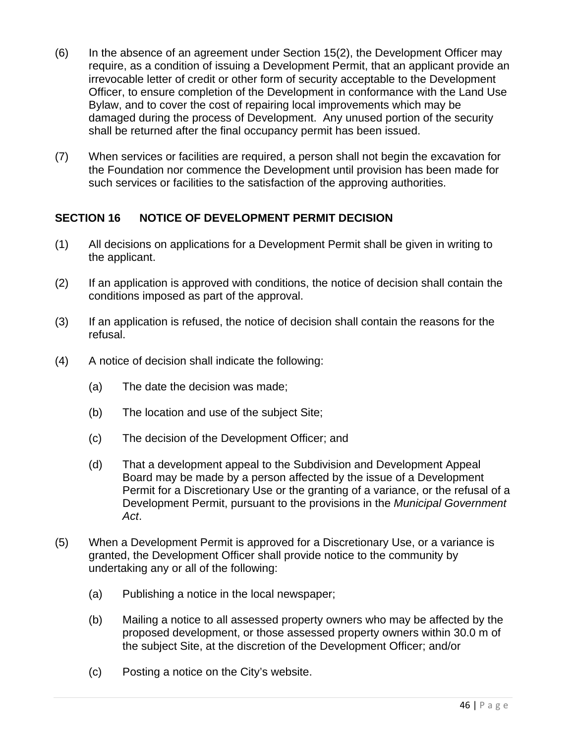(6) In the absence of an agreement under Section 15(2), the Development Officer may require, as a condition of issuing a Development Permit, that an applicant provide an irrevocable letter of credit or other form of security acceptable to the Development Officer, to ensure completion of the Development in conformance with the Land Use Bylaw, and to cover the cost of repairing local improvements which may be damaged during the process of Development. Any unused portion of the security shall be returned after the final occupancy permit has been issued.

(7) When services or facilities are required, a person shall not begin the excavation for the Foundation nor commence the Development until provision has been made for such services or facilities to the satisfaction of the approving authorities.

## SECTION 16 NOTICE OF DEVELOPMENT PERMIT DECISION

(1) All decisions on applications for a Development Permit shall be given in writing to the applicant.

(2) If an application is approved with conditions, the notice of decision shall contain the conditions imposed as part of the approval.

(3) If an application is refused, the notice of decision shall contain the reasons for the refusal.

(4) A notice of decision shall indicate the following:

(a) The date the decision was made;

(b) The location and use of the subject Site;

(c) The decision of the Development Officer; and

(d) That a development appeal to the Subdivision and Development Appeal Board may be made by a person affected by the issue of a Development Permit for a Discretionary Use or the granting of a variance, or the refusal of a Development Permit, pursuant to the provisions in the *Municipal Government Act*.

(5) When a Development Permit is approved for a Discretionary Use, or a variance is granted, the Development Officer shall provide notice to the community by undertaking any or all of the following:

(a) Publishing a notice in the local newspaper;

(b) Mailing a notice to all assessed property owners who may be affected by the proposed development, or those assessed property owners within 30.0 m of the subject Site, at the discretion of the Development Officer; and/or

(c) Posting a notice on the City's website.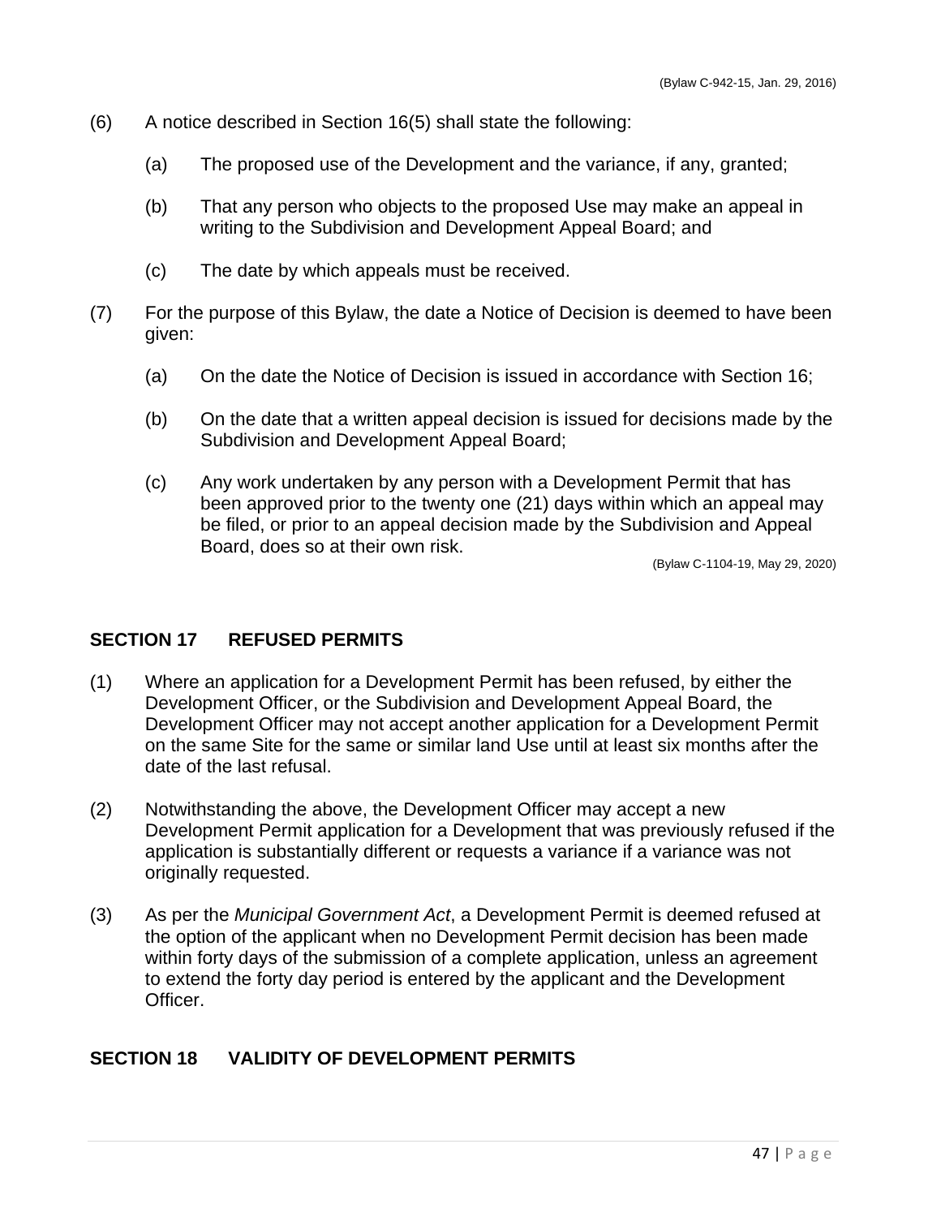(Bylaw C-942-15, Jan. 29, 2016)

(6) A notice described in Section 16(5) shall state the following:

  (a) The proposed use of the Development and the variance, if any, granted;

  (b) That any person who objects to the proposed Use may make an appeal in writing to the Subdivision and Development Appeal Board; and

  (c) The date by which appeals must be received.

(7) For the purpose of this Bylaw, the date a Notice of Decision is deemed to have been given:

  (a) On the date the Notice of Decision is issued in accordance with Section 16;

  (b) On the date that a written appeal decision is issued for decisions made by the Subdivision and Development Appeal Board;

  (c) Any work undertaken by any person with a Development Permit that has been approved prior to the twenty one (21) days within which an appeal may be filed, or prior to an appeal decision made by the Subdivision and Appeal Board, does so at their own risk.

(Bylaw C-1104-19, May 29, 2020)

## SECTION 17 REFUSED PERMITS

(1) Where an application for a Development Permit has been refused, by either the Development Officer, or the Subdivision and Development Appeal Board, the Development Officer may not accept another application for a Development Permit on the same Site for the same or similar land Use until at least six months after the date of the last refusal.

(2) Notwithstanding the above, the Development Officer may accept a new Development Permit application for a Development that was previously refused if the application is substantially different or requests a variance if a variance was not originally requested.

(3) As per the *Municipal Government Act*, a Development Permit is deemed refused at the option of the applicant when no Development Permit decision has been made within forty days of the submission of a complete application, unless an agreement to extend the forty day period is entered by the applicant and the Development Officer.

## SECTION 18 VALIDITY OF DEVELOPMENT PERMITS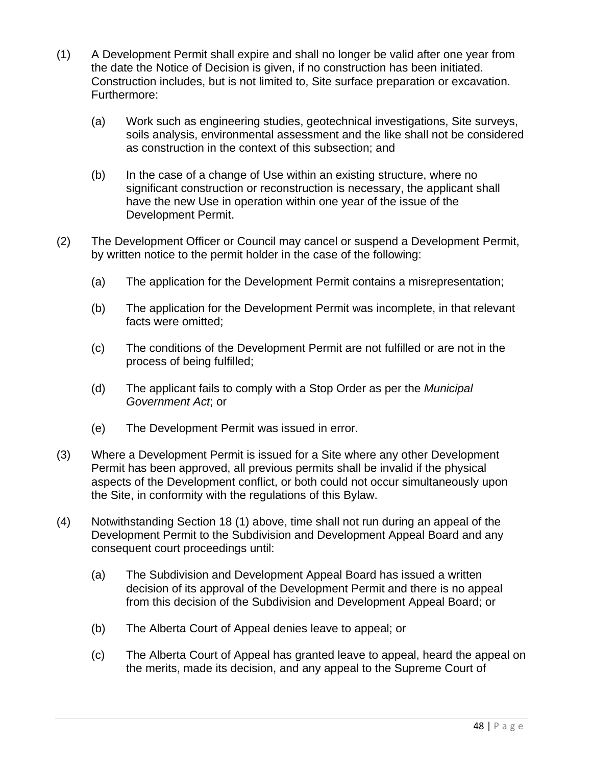(1) A Development Permit shall expire and shall no longer be valid after one year from the date the Notice of Decision is given, if no construction has been initiated. Construction includes, but is not limited to, Site surface preparation or excavation. Furthermore:

   (a) Work such as engineering studies, geotechnical investigations, Site surveys, soils analysis, environmental assessment and the like shall not be considered as construction in the context of this subsection; and

   (b) In the case of a change of Use within an existing structure, where no significant construction or reconstruction is necessary, the applicant shall have the new Use in operation within one year of the issue of the Development Permit.

(2) The Development Officer or Council may cancel or suspend a Development Permit, by written notice to the permit holder in the case of the following:

   (a) The application for the Development Permit contains a misrepresentation;

   (b) The application for the Development Permit was incomplete, in that relevant facts were omitted;

   (c) The conditions of the Development Permit are not fulfilled or are not in the process of being fulfilled;

   (d) The applicant fails to comply with a Stop Order as per the *Municipal Government Act*; or

   (e) The Development Permit was issued in error.

(3) Where a Development Permit is issued for a Site where any other Development Permit has been approved, all previous permits shall be invalid if the physical aspects of the Development conflict, or both could not occur simultaneously upon the Site, in conformity with the regulations of this Bylaw.

(4) Notwithstanding Section 18 (1) above, time shall not run during an appeal of the Development Permit to the Subdivision and Development Appeal Board and any consequent court proceedings until:

   (a) The Subdivision and Development Appeal Board has issued a written decision of its approval of the Development Permit and there is no appeal from this decision of the Subdivision and Development Appeal Board; or

   (b) The Alberta Court of Appeal denies leave to appeal; or

   (c) The Alberta Court of Appeal has granted leave to appeal, heard the appeal on the merits, made its decision, and any appeal to the Supreme Court of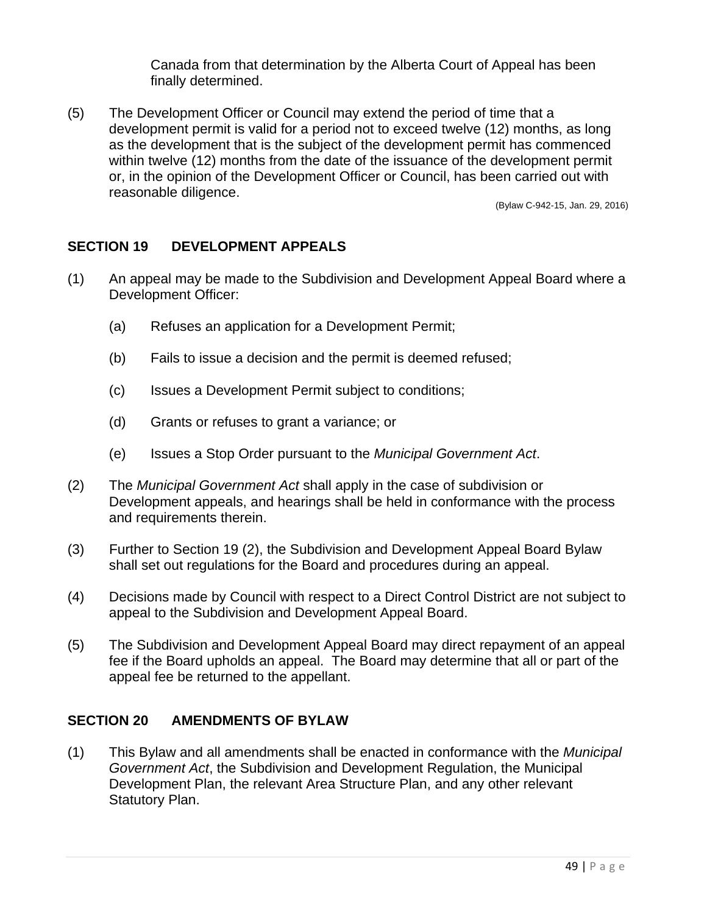Canada from that determination by the Alberta Court of Appeal has been finally determined.

(5) The Development Officer or Council may extend the period of time that a development permit is valid for a period not to exceed twelve (12) months, as long as the development that is the subject of the development permit has commenced within twelve (12) months from the date of the issuance of the development permit or, in the opinion of the Development Officer or Council, has been carried out with reasonable diligence.

(Bylaw C-942-15, Jan. 29, 2016)

## SECTION 19 DEVELOPMENT APPEALS

(1) An appeal may be made to the Subdivision and Development Appeal Board where a Development Officer:

   (a) Refuses an application for a Development Permit;

   (b) Fails to issue a decision and the permit is deemed refused;

   (c) Issues a Development Permit subject to conditions;

   (d) Grants or refuses to grant a variance; or

   (e) Issues a Stop Order pursuant to the *Municipal Government Act*.

(2) The *Municipal Government Act* shall apply in the case of subdivision or Development appeals, and hearings shall be held in conformance with the process and requirements therein.

(3) Further to Section 19 (2), the Subdivision and Development Appeal Board Bylaw shall set out regulations for the Board and procedures during an appeal.

(4) Decisions made by Council with respect to a Direct Control District are not subject to appeal to the Subdivision and Development Appeal Board.

(5) The Subdivision and Development Appeal Board may direct repayment of an appeal fee if the Board upholds an appeal. The Board may determine that all or part of the appeal fee be returned to the appellant.

## SECTION 20 AMENDMENTS OF BYLAW

(1) This Bylaw and all amendments shall be enacted in conformance with the *Municipal Government Act*, the Subdivision and Development Regulation, the Municipal Development Plan, the relevant Area Structure Plan, and any other relevant Statutory Plan.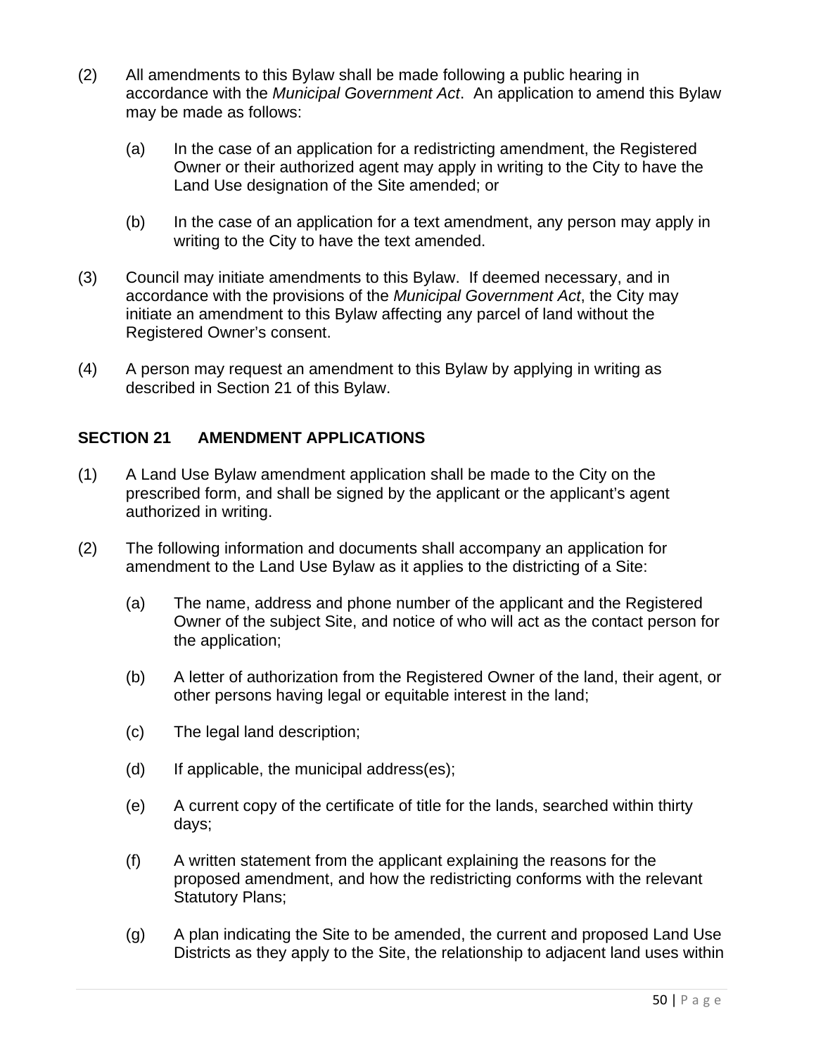(2) All amendments to this Bylaw shall be made following a public hearing in accordance with the *Municipal Government Act*. An application to amend this Bylaw may be made as follows:

  (a) In the case of an application for a redistricting amendment, the Registered Owner or their authorized agent may apply in writing to the City to have the Land Use designation of the Site amended; or

  (b) In the case of an application for a text amendment, any person may apply in writing to the City to have the text amended.

(3) Council may initiate amendments to this Bylaw. If deemed necessary, and in accordance with the provisions of the *Municipal Government Act*, the City may initiate an amendment to this Bylaw affecting any parcel of land without the Registered Owner's consent.

(4) A person may request an amendment to this Bylaw by applying in writing as described in Section 21 of this Bylaw.

## SECTION 21 AMENDMENT APPLICATIONS

(1) A Land Use Bylaw amendment application shall be made to the City on the prescribed form, and shall be signed by the applicant or the applicant's agent authorized in writing.

(2) The following information and documents shall accompany an application for amendment to the Land Use Bylaw as it applies to the districting of a Site:

  (a) The name, address and phone number of the applicant and the Registered Owner of the subject Site, and notice of who will act as the contact person for the application;

  (b) A letter of authorization from the Registered Owner of the land, their agent, or other persons having legal or equitable interest in the land;

  (c) The legal land description;

  (d) If applicable, the municipal address(es);

  (e) A current copy of the certificate of title for the lands, searched within thirty days;

  (f) A written statement from the applicant explaining the reasons for the proposed amendment, and how the redistricting conforms with the relevant Statutory Plans;

  (g) A plan indicating the Site to be amended, the current and proposed Land Use Districts as they apply to the Site, the relationship to adjacent land uses within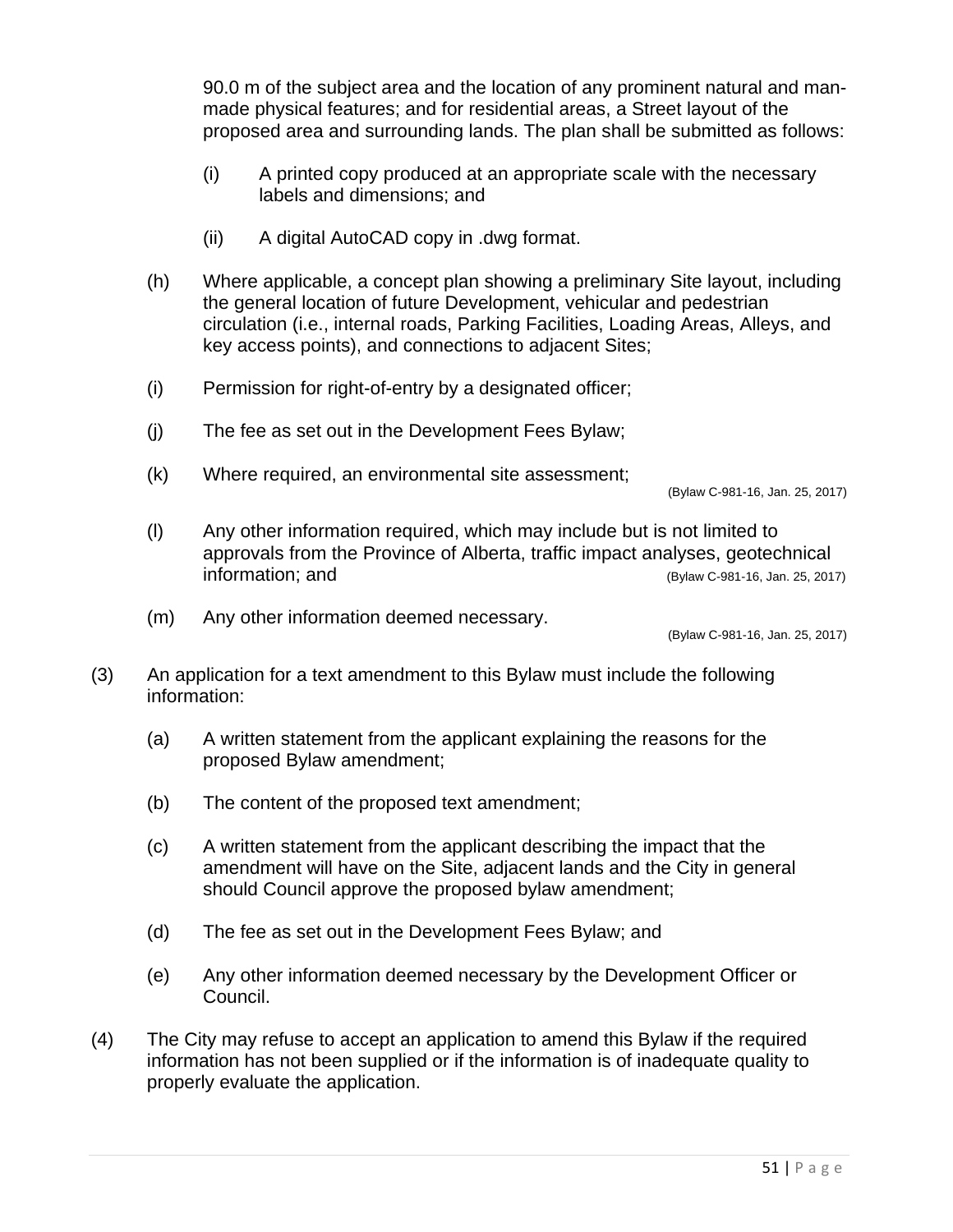90.0 m of the subject area and the location of any prominent natural and man-made physical features; and for residential areas, a Street layout of the proposed area and surrounding lands. The plan shall be submitted as follows:

(i) A printed copy produced at an appropriate scale with the necessary labels and dimensions; and

(ii) A digital AutoCAD copy in .dwg format.

(h) Where applicable, a concept plan showing a preliminary Site layout, including the general location of future Development, vehicular and pedestrian circulation (i.e., internal roads, Parking Facilities, Loading Areas, Alleys, and key access points), and connections to adjacent Sites;

(i) Permission for right-of-entry by a designated officer;

(j) The fee as set out in the Development Fees Bylaw;

(k) Where required, an environmental site assessment;
(Bylaw C-981-16, Jan. 25, 2017)

(l) Any other information required, which may include but is not limited to approvals from the Province of Alberta, traffic impact analyses, geotechnical information; and (Bylaw C-981-16, Jan. 25, 2017)

(m) Any other information deemed necessary.
(Bylaw C-981-16, Jan. 25, 2017)

(3) An application for a text amendment to this Bylaw must include the following information:

(a) A written statement from the applicant explaining the reasons for the proposed Bylaw amendment;

(b) The content of the proposed text amendment;

(c) A written statement from the applicant describing the impact that the amendment will have on the Site, adjacent lands and the City in general should Council approve the proposed bylaw amendment;

(d) The fee as set out in the Development Fees Bylaw; and

(e) Any other information deemed necessary by the Development Officer or Council.

(4) The City may refuse to accept an application to amend this Bylaw if the required information has not been supplied or if the information is of inadequate quality to properly evaluate the application.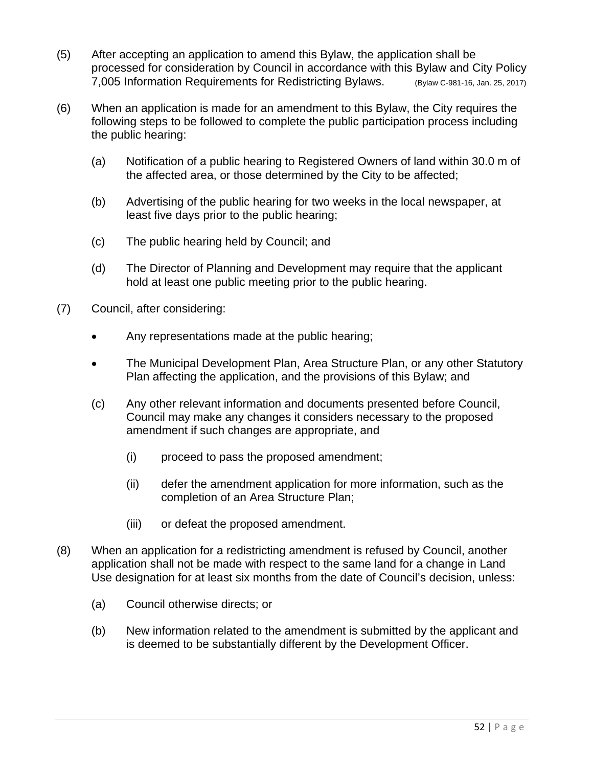(5) After accepting an application to amend this Bylaw, the application shall be processed for consideration by Council in accordance with this Bylaw and City Policy 7,005 Information Requirements for Redistricting Bylaws. (Bylaw C-981-16, Jan. 25, 2017)

(6) When an application is made for an amendment to this Bylaw, the City requires the following steps to be followed to complete the public participation process including the public hearing:

  (a) Notification of a public hearing to Registered Owners of land within 30.0 m of the affected area, or those determined by the City to be affected;

  (b) Advertising of the public hearing for two weeks in the local newspaper, at least five days prior to the public hearing;

  (c) The public hearing held by Council; and

  (d) The Director of Planning and Development may require that the applicant hold at least one public meeting prior to the public hearing.

(7) Council, after considering:

  - Any representations made at the public hearing;

  - The Municipal Development Plan, Area Structure Plan, or any other Statutory Plan affecting the application, and the provisions of this Bylaw; and

  (c) Any other relevant information and documents presented before Council, Council may make any changes it considers necessary to the proposed amendment if such changes are appropriate, and

    (i) proceed to pass the proposed amendment;

    (ii) defer the amendment application for more information, such as the completion of an Area Structure Plan;

    (iii) or defeat the proposed amendment.

(8) When an application for a redistricting amendment is refused by Council, another application shall not be made with respect to the same land for a change in Land Use designation for at least six months from the date of Council's decision, unless:

  (a) Council otherwise directs; or

  (b) New information related to the amendment is submitted by the applicant and is deemed to be substantially different by the Development Officer.